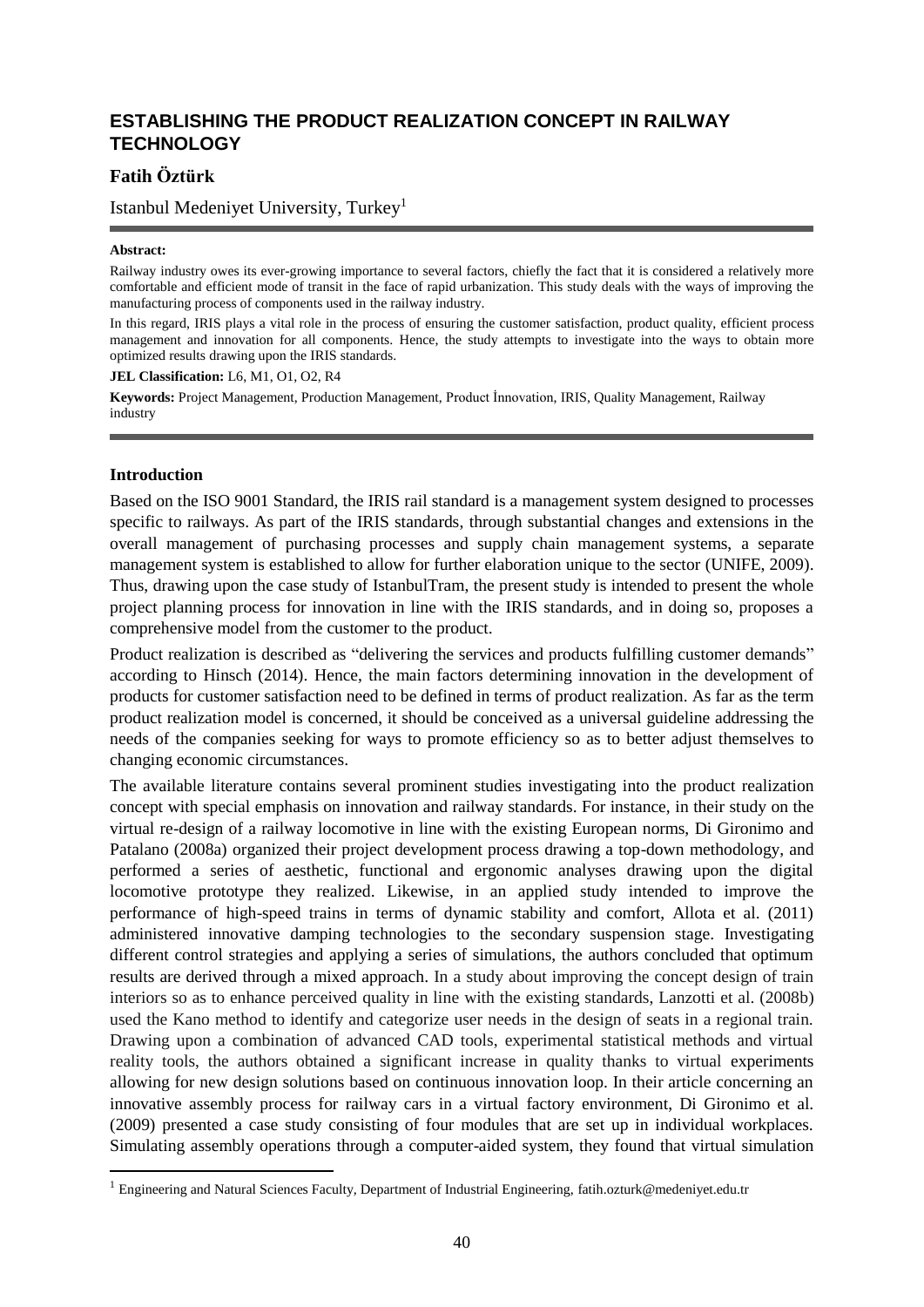# ESTABLISHING THE PRODUCT REALIZATION CONCEPT IN RAILWAY TECHNOLOGY

**Fatih Öztürk**

Istanbul Medeniyet University, Turkey[1]

**Abstract:**

Railway industry owes its ever-growing importance to several factors, chiefly the fact that it is considered a relatively more comfortable and efficient mode of transit in the face of rapid urbanization. This study deals with the ways of improving the manufacturing process of components used in the railway industry.

In this regard, IRIS plays a vital role in the process of ensuring the customer satisfaction, product quality, efficient process management and innovation for all components. Hence, the study attempts to investigate into the ways to obtain more optimized results drawing upon the IRIS standards.

**JEL Classification:** L6, M1, O1, O2, R4

**Keywords:** Project Management, Production Management, Product İnnovation, IRIS, Quality Management, Railway industry

## Introduction

Based on the ISO 9001 Standard, the IRIS rail standard is a management system designed to processes specific to railways. As part of the IRIS standards, through substantial changes and extensions in the overall management of purchasing processes and supply chain management systems, a separate management system is established to allow for further elaboration unique to the sector (UNIFE, 2009). Thus, drawing upon the case study of IstanbulTram, the present study is intended to present the whole project planning process for innovation in line with the IRIS standards, and in doing so, proposes a comprehensive model from the customer to the product.

Product realization is described as "delivering the services and products fulfilling customer demands" according to Hinsch (2014). Hence, the main factors determining innovation in the development of products for customer satisfaction need to be defined in terms of product realization. As far as the term product realization model is concerned, it should be conceived as a universal guideline addressing the needs of the companies seeking for ways to promote efficiency so as to better adjust themselves to changing economic circumstances.

The available literature contains several prominent studies investigating into the product realization concept with special emphasis on innovation and railway standards. For instance, in their study on the virtual re-design of a railway locomotive in line with the existing European norms, Di Gironimo and Patalano (2008a) organized their project development process drawing a top-down methodology, and performed a series of aesthetic, functional and ergonomic analyses drawing upon the digital locomotive prototype they realized. Likewise, in an applied study intended to improve the performance of high-speed trains in terms of dynamic stability and comfort, Allota et al. (2011) administered innovative damping technologies to the secondary suspension stage. Investigating different control strategies and applying a series of simulations, the authors concluded that optimum results are derived through a mixed approach. In a study about improving the concept design of train interiors so as to enhance perceived quality in line with the existing standards, Lanzotti et al. (2008b) used the Kano method to identify and categorize user needs in the design of seats in a regional train. Drawing upon a combination of advanced CAD tools, experimental statistical methods and virtual reality tools, the authors obtained a significant increase in quality thanks to virtual experiments allowing for new design solutions based on continuous innovation loop. In their article concerning an innovative assembly process for railway cars in a virtual factory environment, Di Gironimo et al. (2009) presented a case study consisting of four modules that are set up in individual workplaces. Simulating assembly operations through a computer-aided system, they found that virtual simulation

---

[1] Engineering and Natural Sciences Faculty, Department of Industrial Engineering, fatih.ozturk@medeniyet.edu.tr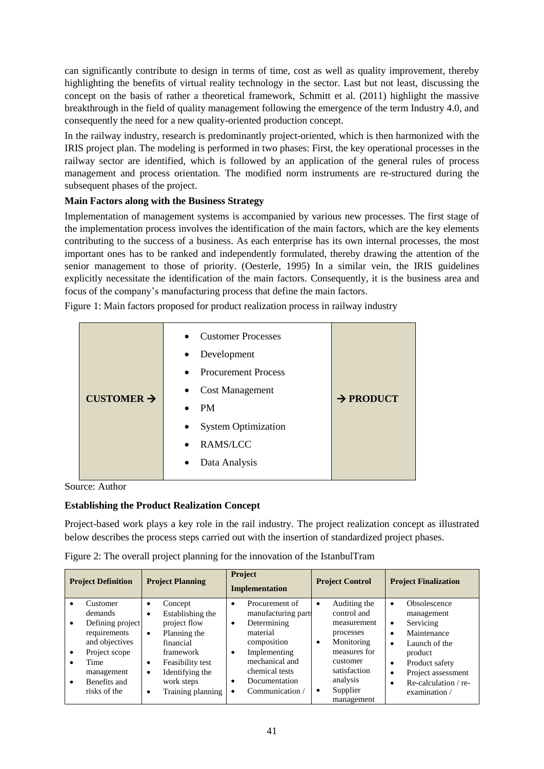can significantly contribute to design in terms of time, cost as well as quality improvement, thereby highlighting the benefits of virtual reality technology in the sector. Last but not least, discussing the concept on the basis of rather a theoretical framework, Schmitt et al. (2011) highlight the massive breakthrough in the field of quality management following the emergence of the term Industry 4.0, and consequently the need for a new quality-oriented production concept.

In the railway industry, research is predominantly project-oriented, which is then harmonized with the IRIS project plan. The modeling is performed in two phases: First, the key operational processes in the railway sector are identified, which is followed by an application of the general rules of process management and process orientation. The modified norm instruments are re-structured during the subsequent phases of the project.

**Main Factors along with the Business Strategy**

Implementation of management systems is accompanied by various new processes. The first stage of the implementation process involves the identification of the main factors, which are the key elements contributing to the success of a business. As each enterprise has its own internal processes, the most important ones has to be ranked and independently formulated, thereby drawing the attention of the senior management to those of priority. (Oesterle, 1995) In a similar vein, the IRIS guidelines explicitly necessitate the identification of the main factors. Consequently, it is the business area and focus of the company's manufacturing process that define the main factors.

Figure 1: Main factors proposed for product realization process in railway industry

| CUSTOMER → | • Customer Processes<br>• Development<br>• Procurement Process<br>• Cost Management<br>• PM<br>• System Optimization<br>• RAMS/LCC<br>• Data Analysis | → PRODUCT |
|---|---|---|

Source: Author

**Establishing the Product Realization Concept**

Project-based work plays a key role in the rail industry. The project realization concept as illustrated below describes the process steps carried out with the insertion of standardized project phases.

Figure 2: The overall project planning for the innovation of the IstanbulTram

| Project Definition | Project Planning | Project Implementation | Project Control | Project Finalization |
|---|---|---|---|---|
| • Customer demands<br>• Defining project requirements and objectives<br>• Project scope<br>• Time management<br>• Benefits and risks of the | • Concept<br>• Establishing the project flow<br>• Planning the financial framework<br>• Feasibility test<br>• Identifying the work steps<br>• Training planning | • Procurement of manufacturing parts<br>• Determining material composition<br>• Implementing mechanical and chemical tests<br>• Documentation<br>• Communication / | • Auditing the control and measurement processes<br>• Monitoring measures for customer satisfaction analysis<br>• Supplier management | • Obsolescence management<br>• Servicing<br>• Maintenance<br>• Launch of the product<br>• Product safety<br>• Project assessment<br>• Re-calculation / re-examination / |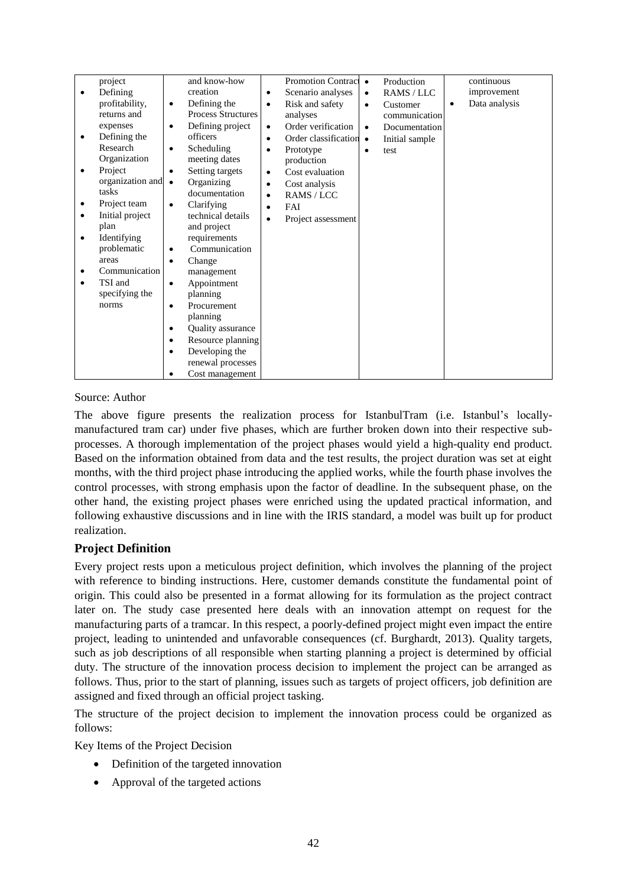| | | | | |
|---|---|---|---|---|
| project<br>• Defining profitability, returns and expenses<br>• Defining the Research Organization<br>• Project organization and tasks<br>• Project team<br>• Initial project plan<br>• Identifying problematic areas<br>• Communication<br>• TSI and specifying the norms | and know-how creation<br>• Defining the Process Structures<br>• Defining project officers<br>• Scheduling meeting dates<br>• Setting targets<br>• Organizing documentation<br>• Clarifying technical details and project requirements<br>• Communication<br>• Change management<br>• Appointment planning<br>• Procurement planning<br>• Quality assurance<br>• Resource planning<br>• Developing the renewal processes<br>• Cost management | Promotion Contract<br>• Scenario analyses<br>• Risk and safety analyses<br>• Order verification<br>• Order classification<br>• Prototype production<br>• Cost evaluation<br>• Cost analysis<br>• RAMS / LCC<br>• FAI<br>• Project assessment | • Production<br>• RAMS / LLC<br>• Customer communication<br>• Documentation<br>• Initial sample<br>• test | continuous improvement<br>• Data analysis |

Source: Author

The above figure presents the realization process for IstanbulTram (i.e. Istanbul's locally-manufactured tram car) under five phases, which are further broken down into their respective sub-processes. A thorough implementation of the project phases would yield a high-quality end product. Based on the information obtained from data and the test results, the project duration was set at eight months, with the third project phase introducing the applied works, while the fourth phase involves the control processes, with strong emphasis upon the factor of deadline. In the subsequent phase, on the other hand, the existing project phases were enriched using the updated practical information, and following exhaustive discussions and in line with the IRIS standard, a model was built up for product realization.

## Project Definition

Every project rests upon a meticulous project definition, which involves the planning of the project with reference to binding instructions. Here, customer demands constitute the fundamental point of origin. This could also be presented in a format allowing for its formulation as the project contract later on. The study case presented here deals with an innovation attempt on request for the manufacturing parts of a tramcar. In this respect, a poorly-defined project might even impact the entire project, leading to unintended and unfavorable consequences (cf. Burghardt, 2013). Quality targets, such as job descriptions of all responsible when starting planning a project is determined by official duty. The structure of the innovation process decision to implement the project can be arranged as follows. Thus, prior to the start of planning, issues such as targets of project officers, job definition are assigned and fixed through an official project tasking.

The structure of the project decision to implement the innovation process could be organized as follows:

Key Items of the Project Decision

- Definition of the targeted innovation
- Approval of the targeted actions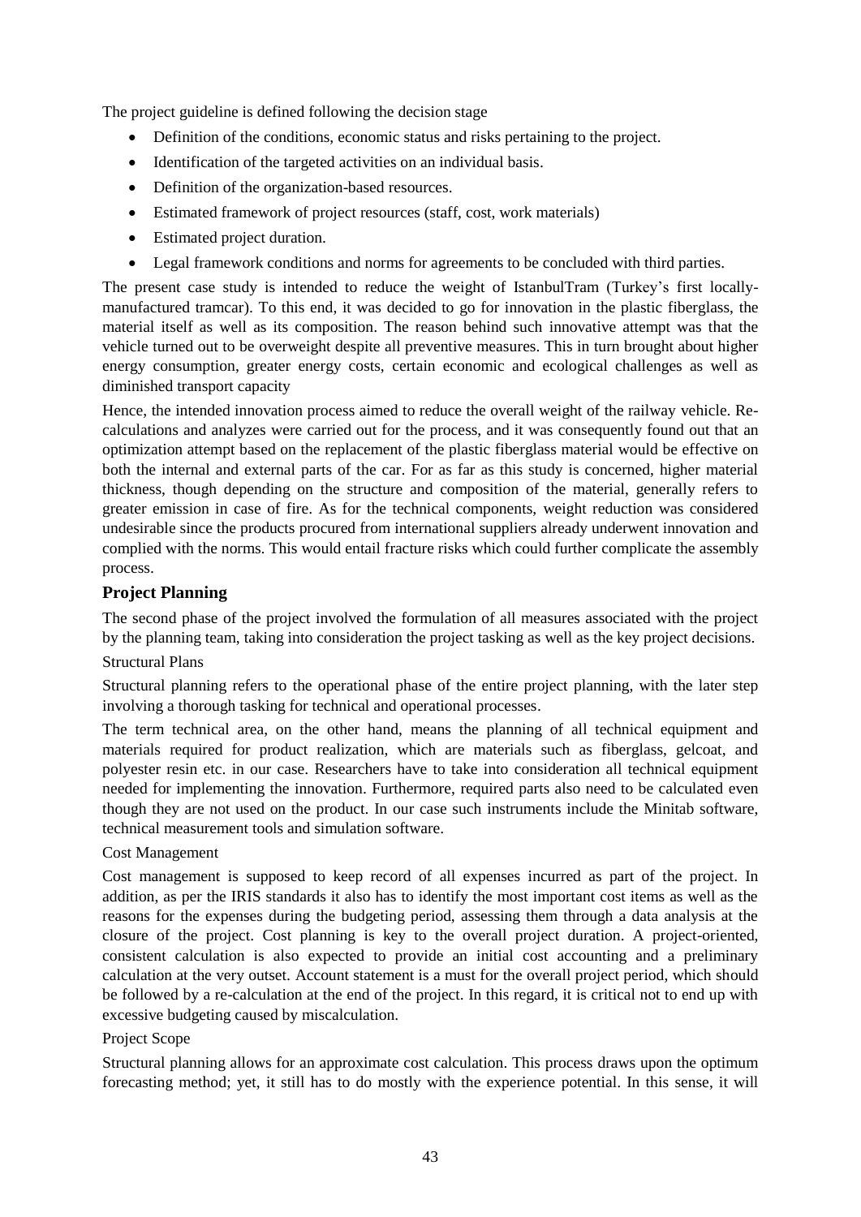The project guideline is defined following the decision stage

- Definition of the conditions, economic status and risks pertaining to the project.
- Identification of the targeted activities on an individual basis.
- Definition of the organization-based resources.
- Estimated framework of project resources (staff, cost, work materials)
- Estimated project duration.
- Legal framework conditions and norms for agreements to be concluded with third parties.

The present case study is intended to reduce the weight of IstanbulTram (Turkey's first locally-manufactured tramcar). To this end, it was decided to go for innovation in the plastic fiberglass, the material itself as well as its composition. The reason behind such innovative attempt was that the vehicle turned out to be overweight despite all preventive measures. This in turn brought about higher energy consumption, greater energy costs, certain economic and ecological challenges as well as diminished transport capacity

Hence, the intended innovation process aimed to reduce the overall weight of the railway vehicle. Re-calculations and analyzes were carried out for the process, and it was consequently found out that an optimization attempt based on the replacement of the plastic fiberglass material would be effective on both the internal and external parts of the car. For as far as this study is concerned, higher material thickness, though depending on the structure and composition of the material, generally refers to greater emission in case of fire. As for the technical components, weight reduction was considered undesirable since the products procured from international suppliers already underwent innovation and complied with the norms. This would entail fracture risks which could further complicate the assembly process.

## Project Planning

The second phase of the project involved the formulation of all measures associated with the project by the planning team, taking into consideration the project tasking as well as the key project decisions.

Structural Plans

Structural planning refers to the operational phase of the entire project planning, with the later step involving a thorough tasking for technical and operational processes.

The term technical area, on the other hand, means the planning of all technical equipment and materials required for product realization, which are materials such as fiberglass, gelcoat, and polyester resin etc. in our case. Researchers have to take into consideration all technical equipment needed for implementing the innovation. Furthermore, required parts also need to be calculated even though they are not used on the product. In our case such instruments include the Minitab software, technical measurement tools and simulation software.

Cost Management

Cost management is supposed to keep record of all expenses incurred as part of the project. In addition, as per the IRIS standards it also has to identify the most important cost items as well as the reasons for the expenses during the budgeting period, assessing them through a data analysis at the closure of the project. Cost planning is key to the overall project duration. A project-oriented, consistent calculation is also expected to provide an initial cost accounting and a preliminary calculation at the very outset. Account statement is a must for the overall project period, which should be followed by a re-calculation at the end of the project. In this regard, it is critical not to end up with excessive budgeting caused by miscalculation.

Project Scope

Structural planning allows for an approximate cost calculation. This process draws upon the optimum forecasting method; yet, it still has to do mostly with the experience potential. In this sense, it will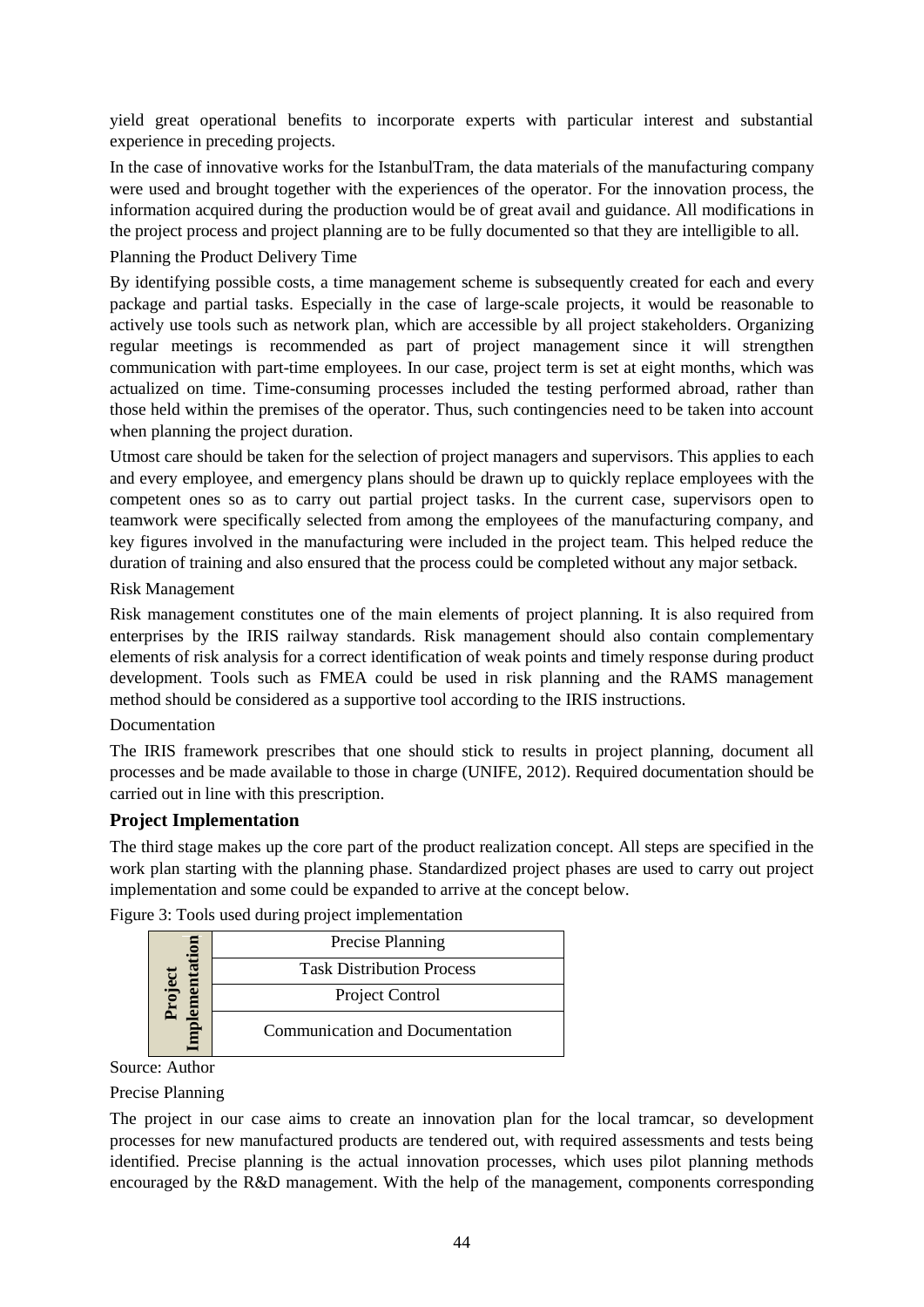yield great operational benefits to incorporate experts with particular interest and substantial experience in preceding projects.

In the case of innovative works for the IstanbulTram, the data materials of the manufacturing company were used and brought together with the experiences of the operator. For the innovation process, the information acquired during the production would be of great avail and guidance. All modifications in the project process and project planning are to be fully documented so that they are intelligible to all.

Planning the Product Delivery Time

By identifying possible costs, a time management scheme is subsequently created for each and every package and partial tasks. Especially in the case of large-scale projects, it would be reasonable to actively use tools such as network plan, which are accessible by all project stakeholders. Organizing regular meetings is recommended as part of project management since it will strengthen communication with part-time employees. In our case, project term is set at eight months, which was actualized on time. Time-consuming processes included the testing performed abroad, rather than those held within the premises of the operator. Thus, such contingencies need to be taken into account when planning the project duration.

Utmost care should be taken for the selection of project managers and supervisors. This applies to each and every employee, and emergency plans should be drawn up to quickly replace employees with the competent ones so as to carry out partial project tasks. In the current case, supervisors open to teamwork were specifically selected from among the employees of the manufacturing company, and key figures involved in the manufacturing were included in the project team. This helped reduce the duration of training and also ensured that the process could be completed without any major setback.

Risk Management

Risk management constitutes one of the main elements of project planning. It is also required from enterprises by the IRIS railway standards. Risk management should also contain complementary elements of risk analysis for a correct identification of weak points and timely response during product development. Tools such as FMEA could be used in risk planning and the RAMS management method should be considered as a supportive tool according to the IRIS instructions.

Documentation

The IRIS framework prescribes that one should stick to results in project planning, document all processes and be made available to those in charge (UNIFE, 2012). Required documentation should be carried out in line with this prescription.

## Project Implementation

The third stage makes up the core part of the product realization concept. All steps are specified in the work plan starting with the planning phase. Standardized project phases are used to carry out project implementation and some could be expanded to arrive at the concept below.

Figure 3: Tools used during project implementation

| **Project Implementation** | Precise Planning |
|---|---|
| | Task Distribution Process |
| | Project Control |
| | Communication and Documentation |

Source: Author

Precise Planning

The project in our case aims to create an innovation plan for the local tramcar, so development processes for new manufactured products are tendered out, with required assessments and tests being identified. Precise planning is the actual innovation processes, which uses pilot planning methods encouraged by the R&D management. With the help of the management, components corresponding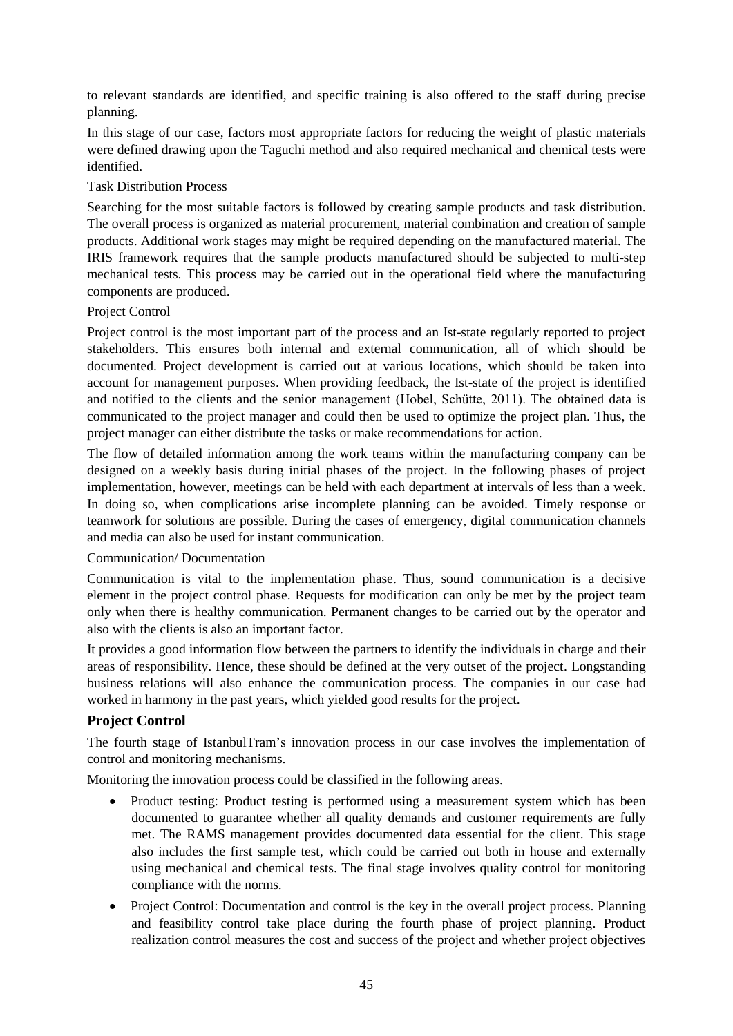to relevant standards are identified, and specific training is also offered to the staff during precise planning.

In this stage of our case, factors most appropriate factors for reducing the weight of plastic materials were defined drawing upon the Taguchi method and also required mechanical and chemical tests were identified.

Task Distribution Process

Searching for the most suitable factors is followed by creating sample products and task distribution. The overall process is organized as material procurement, material combination and creation of sample products. Additional work stages may might be required depending on the manufactured material. The IRIS framework requires that the sample products manufactured should be subjected to multi-step mechanical tests. This process may be carried out in the operational field where the manufacturing components are produced.

Project Control

Project control is the most important part of the process and an Ist-state regularly reported to project stakeholders. This ensures both internal and external communication, all of which should be documented. Project development is carried out at various locations, which should be taken into account for management purposes. When providing feedback, the Ist-state of the project is identified and notified to the clients and the senior management (Hobel, Schütte, 2011). The obtained data is communicated to the project manager and could then be used to optimize the project plan. Thus, the project manager can either distribute the tasks or make recommendations for action.

The flow of detailed information among the work teams within the manufacturing company can be designed on a weekly basis during initial phases of the project. In the following phases of project implementation, however, meetings can be held with each department at intervals of less than a week. In doing so, when complications arise incomplete planning can be avoided. Timely response or teamwork for solutions are possible. During the cases of emergency, digital communication channels and media can also be used for instant communication.

Communication/ Documentation

Communication is vital to the implementation phase. Thus, sound communication is a decisive element in the project control phase. Requests for modification can only be met by the project team only when there is healthy communication. Permanent changes to be carried out by the operator and also with the clients is also an important factor.

It provides a good information flow between the partners to identify the individuals in charge and their areas of responsibility. Hence, these should be defined at the very outset of the project. Longstanding business relations will also enhance the communication process. The companies in our case had worked in harmony in the past years, which yielded good results for the project.

### Project Control

The fourth stage of IstanbulTram's innovation process in our case involves the implementation of control and monitoring mechanisms.

Monitoring the innovation process could be classified in the following areas.

- Product testing: Product testing is performed using a measurement system which has been documented to guarantee whether all quality demands and customer requirements are fully met. The RAMS management provides documented data essential for the client. This stage also includes the first sample test, which could be carried out both in house and externally using mechanical and chemical tests. The final stage involves quality control for monitoring compliance with the norms.
- Project Control: Documentation and control is the key in the overall project process. Planning and feasibility control take place during the fourth phase of project planning. Product realization control measures the cost and success of the project and whether project objectives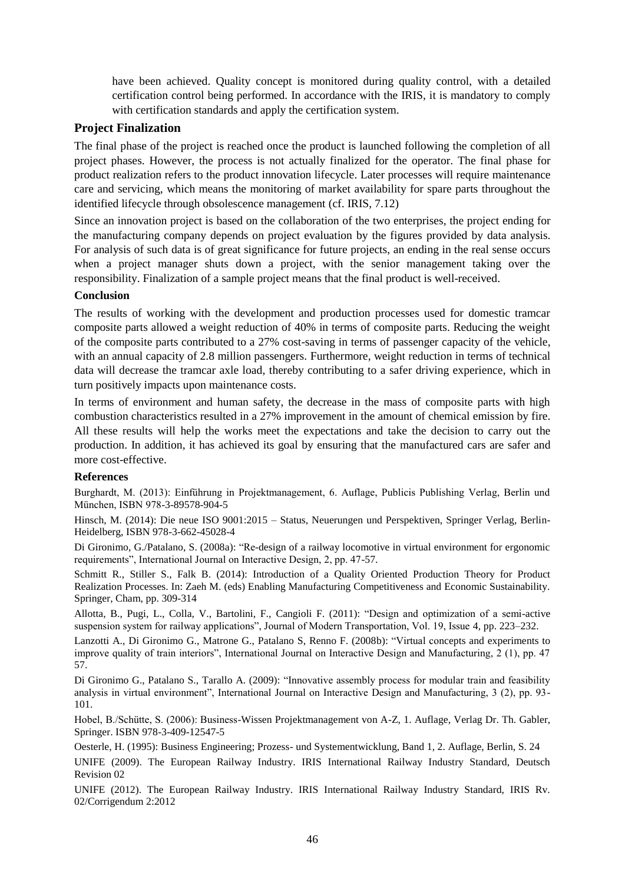have been achieved. Quality concept is monitored during quality control, with a detailed certification control being performed. In accordance with the IRIS, it is mandatory to comply with certification standards and apply the certification system.

## Project Finalization

The final phase of the project is reached once the product is launched following the completion of all project phases. However, the process is not actually finalized for the operator. The final phase for product realization refers to the product innovation lifecycle. Later processes will require maintenance care and servicing, which means the monitoring of market availability for spare parts throughout the identified lifecycle through obsolescence management (cf. IRIS, 7.12)

Since an innovation project is based on the collaboration of the two enterprises, the project ending for the manufacturing company depends on project evaluation by the figures provided by data analysis. For analysis of such data is of great significance for future projects, an ending in the real sense occurs when a project manager shuts down a project, with the senior management taking over the responsibility. Finalization of a sample project means that the final product is well-received.

### Conclusion

The results of working with the development and production processes used for domestic tramcar composite parts allowed a weight reduction of 40% in terms of composite parts. Reducing the weight of the composite parts contributed to a 27% cost-saving in terms of passenger capacity of the vehicle, with an annual capacity of 2.8 million passengers. Furthermore, weight reduction in terms of technical data will decrease the tramcar axle load, thereby contributing to a safer driving experience, which in turn positively impacts upon maintenance costs.

In terms of environment and human safety, the decrease in the mass of composite parts with high combustion characteristics resulted in a 27% improvement in the amount of chemical emission by fire. All these results will help the works meet the expectations and take the decision to carry out the production. In addition, it has achieved its goal by ensuring that the manufactured cars are safer and more cost-effective.

### References

Burghardt, M. (2013): Einführung in Projektmanagement, 6. Auflage, Publicis Publishing Verlag, Berlin und München, ISBN 978-3-89578-904-5

Hinsch, M. (2014): Die neue ISO 9001:2015 – Status, Neuerungen und Perspektiven, Springer Verlag, Berlin-Heidelberg, ISBN 978-3-662-45028-4

Di Gironimo, G./Patalano, S. (2008a): "Re-design of a railway locomotive in virtual environment for ergonomic requirements", International Journal on Interactive Design, 2, pp. 47-57.

Schmitt R., Stiller S., Falk B. (2014): Introduction of a Quality Oriented Production Theory for Product Realization Processes. In: Zaeh M. (eds) Enabling Manufacturing Competitiveness and Economic Sustainability. Springer, Cham, pp. 309-314

Allotta, B., Pugi, L., Colla, V., Bartolini, F., Cangioli F. (2011): "Design and optimization of a semi-active suspension system for railway applications", Journal of Modern Transportation, Vol. 19, Issue 4, pp. 223–232.

Lanzotti A., Di Gironimo G., Matrone G., Patalano S, Renno F. (2008b): "Virtual concepts and experiments to improve quality of train interiors", International Journal on Interactive Design and Manufacturing, 2 (1), pp. 47 57.

Di Gironimo G., Patalano S., Tarallo A. (2009): "Innovative assembly process for modular train and feasibility analysis in virtual environment", International Journal on Interactive Design and Manufacturing, 3 (2), pp. 93-101.

Hobel, B./Schütte, S. (2006): Business-Wissen Projektmanagement von A-Z, 1. Auflage, Verlag Dr. Th. Gabler, Springer. ISBN 978-3-409-12547-5

Oesterle, H. (1995): Business Engineering; Prozess- und Systementwicklung, Band 1, 2. Auflage, Berlin, S. 24

UNIFE (2009). The European Railway Industry. IRIS International Railway Industry Standard, Deutsch Revision 02

UNIFE (2012). The European Railway Industry. IRIS International Railway Industry Standard, IRIS Rv. 02/Corrigendum 2:2012